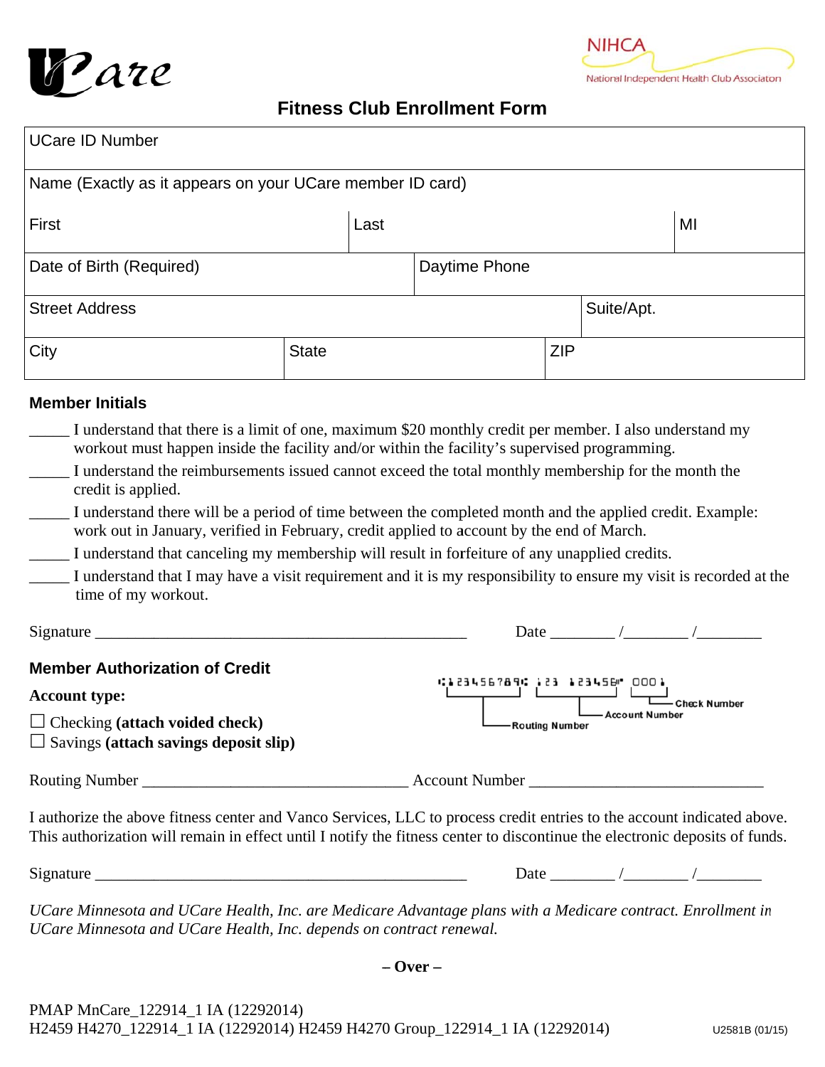UCare

NIHCA
National Independent Health Club Association

# Fitness Club Enrollment Form

| UCare ID Number | | | |
|---|---|---|---|
| Name (Exactly as it appears on your UCare member ID card) | | | |
| First | Last | | MI |
| Date of Birth (Required) | Daytime Phone | | |
| Street Address | | Suite/Apt. | |
| City | State | ZIP | |

### Member Initials

_____ I understand that there is a limit of one, maximum $20 monthly credit per member. I also understand my workout must happen inside the facility and/or within the facility's supervised programming.

_____ I understand the reimbursements issued cannot exceed the total monthly membership for the month the credit is applied.

_____ I understand there will be a period of time between the completed month and the applied credit. Example: work out in January, verified in February, credit applied to account by the end of March.

_____ I understand that canceling my membership will result in forfeiture of any unapplied credits.

_____ I understand that I may have a visit requirement and it is my responsibility to ensure my visit is recorded at the time of my workout.

Signature _______________________________________________ Date ________ /________ /________

### Member Authorization of Credit

**Account type:**

☐ Checking **(attach voided check)**
☐ Savings **(attach savings deposit slip)**

⑆123456789⑆ 123 123456⑈ 0001 — Routing Number / Account Number / Check Number

Routing Number _________________________________ Account Number _____________________________

I authorize the above fitness center and Vanco Services, LLC to process credit entries to the account indicated above. This authorization will remain in effect until I notify the fitness center to discontinue the electronic deposits of funds.

Signature _______________________________________________ Date ________ /________ /________

*UCare Minnesota and UCare Health, Inc. are Medicare Advantage plans with a Medicare contract. Enrollment in UCare Minnesota and UCare Health, Inc. depends on contract renewal.*

**– Over –**

PMAP MnCare_122914_1 IA (12292014)
H2459 H4270_122914_1 IA (12292014) H2459 H4270 Group_122914_1 IA (12292014)

U2581B (01/15)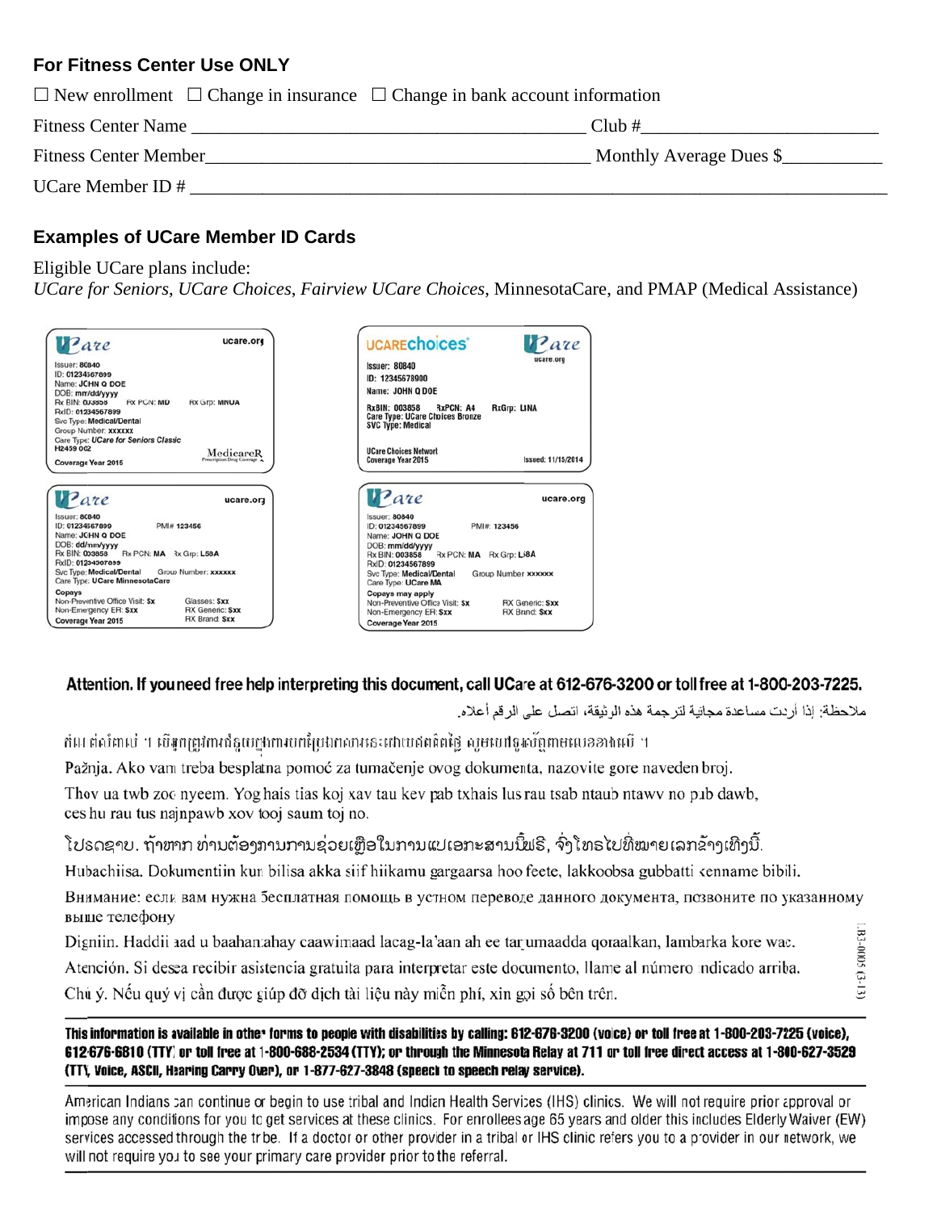## For Fitness Center Use ONLY

☐ New enrollment ☐ Change in insurance ☐ Change in bank account information

Fitness Center Name ___________________________________________ Club #________________________

Fitness Center Member__________________________________________ Monthly Average Dues $__________

UCare Member ID # ____________________________________________________________________________

## Examples of UCare Member ID Cards

Eligible UCare plans include:
*UCare for Seniors*, *UCare Choices*, *Fairview UCare Choices*, MinnesotaCare, and PMAP (Medical Assistance)

UCare ucare.org
Issuer: 80840
ID: 01234567899
Name: JOHN Q DOE
DOB: mm/dd/yyyy
Rx BIN: 003858 Rx PCN: MD Rx Grp: MNUA
RxID: 01234567899
Svc Type: Medical/Dental
Group Number: xxxxxx
Care Type: *UCare for Seniors Classic*
H2459 002
Coverage Year 2015
MedicareRx Prescription Drug Coverage

UCARE choices UCare ucare.org
Issuer: 80840
ID: 12345678900
Name: JOHN Q DOE
RxBIN: 003858 RxPCN: A4 RxGrp: LINA
Care Type: UCare Choices Bronze
SVC Type: Medical
UCare Choices Network
Coverage Year 2015
Issued: 11/15/2014

UCare ucare.org
Issuer: 80840
ID: 01234567899 PMI# 123456
Name: JOHN Q DOE
DOB: dd/mm/yyyy
Rx BIN: 003858 Rx PCN: MA Rx Grp: L58A
RxID: 01234567899
Svc Type: Medical/Dental Group Number: xxxxxx
Care Type: UCare MinnesotaCare
Copays
Non-Preventive Office Visit: $x Glasses: $xx
Non-Emergency ER: $xx RX Generic: $xx
Coverage Year 2015 RX Brand: $xx

UCare ucare.org
Issuer: 80840
ID: 01234567899 PMI#: 123456
Name: JOHN Q DOE
DOB: mm/dd/yyyy
Rx BIN: 003858 Rx PCN: MA Rx Grp: L58A
RxID: 01234567899
Svc Type: Medical/Dental Group Number xxxxxx
Care Type: UCare MA
Copays may apply
Non-Preventive Office Visit: $x RX Generic: $xx
Non-Emergency ER: $xx RX Brand: $xx
Coverage Year 2015

**Attention. If you need free help interpreting this document, call UCare at 612-676-3200 or toll free at 1-800-203-7225.**

ملاحظة: إذا أردت مساعدة مجانية لترجمة هذه الوثيقة، اتصل على الرقم أعلاه.

សំគាល់៖ បើអ្នកត្រូវការជំនួយក្នុងការបកប្រែឯកសារនេះដោយឥតគិតថ្លៃ សូមហៅទូរស័ព្ទតាមលេខខាងលើ។

Pažnja. Ako vam treba besplatna pomoć za tumačenje ovog dokumenta, nazovite gore naveden broj.

Thov ua twb zoo nyeem. Yog hais tias koj xav tau kev pab txhais lus rau tsab ntaub ntawv no pub dawb, ces hu rau tus najnpawb xov tooj saum toj no.

ໂປຣດຊາບ. ຖ້າຫາກ ທ່ານຕ້ອງການການຊ່ວຍເຫຼືອໃນການແປເອກະສານນີ້ຟຣີ, ຈົ່ງໂທຣໄປທີ່ໝາຍເລກຂ້າງເທິງນີ້.

Hubachiisa. Dokumentiin kun bilisa akka siif hiikamu gargaarsa hoo feete, lakkoobsa gubbatti kenname bibili.

Внимание: если вам нужна бесплатная помощь в устном переводе данного документа, позвоните по указанному выше телефону

Digniin. Haddii aad u baahantahay caawimaad lacag-la'aan ah ee tarjumaadda qoraalkan, lambarka kore wac.

Atención. Si desea recibir asistencia gratuita para interpretar este documento, llame al número indicado arriba.

Chú ý. Nếu quý vị cần được giúp đỡ dịch tài liệu này miễn phí, xin gọi số bên trên.

LB3-0005 (3-13)

**This information is available in other forms to people with disabilities by calling: 612-676-3200 (voice) or toll free at 1-800-203-7225 (voice), 612-676-6810 (TTY) or toll free at 1-800-688-2534 (TTY); or through the Minnesota Relay at 711 or toll free direct access at 1-800-627-3529 (TTY, Voice, ASCII, Hearing Carry Over), or 1-877-627-3848 (speech to speech relay service).**

American Indians can continue or begin to use tribal and Indian Health Services (IHS) clinics. We will not require prior approval or impose any conditions for you to get services at these clinics. For enrollees age 65 years and older this includes Elderly Waiver (EW) services accessed through the tribe. If a doctor or other provider in a tribal or IHS clinic refers you to a provider in our network, we will not require you to see your primary care provider prior to the referral.